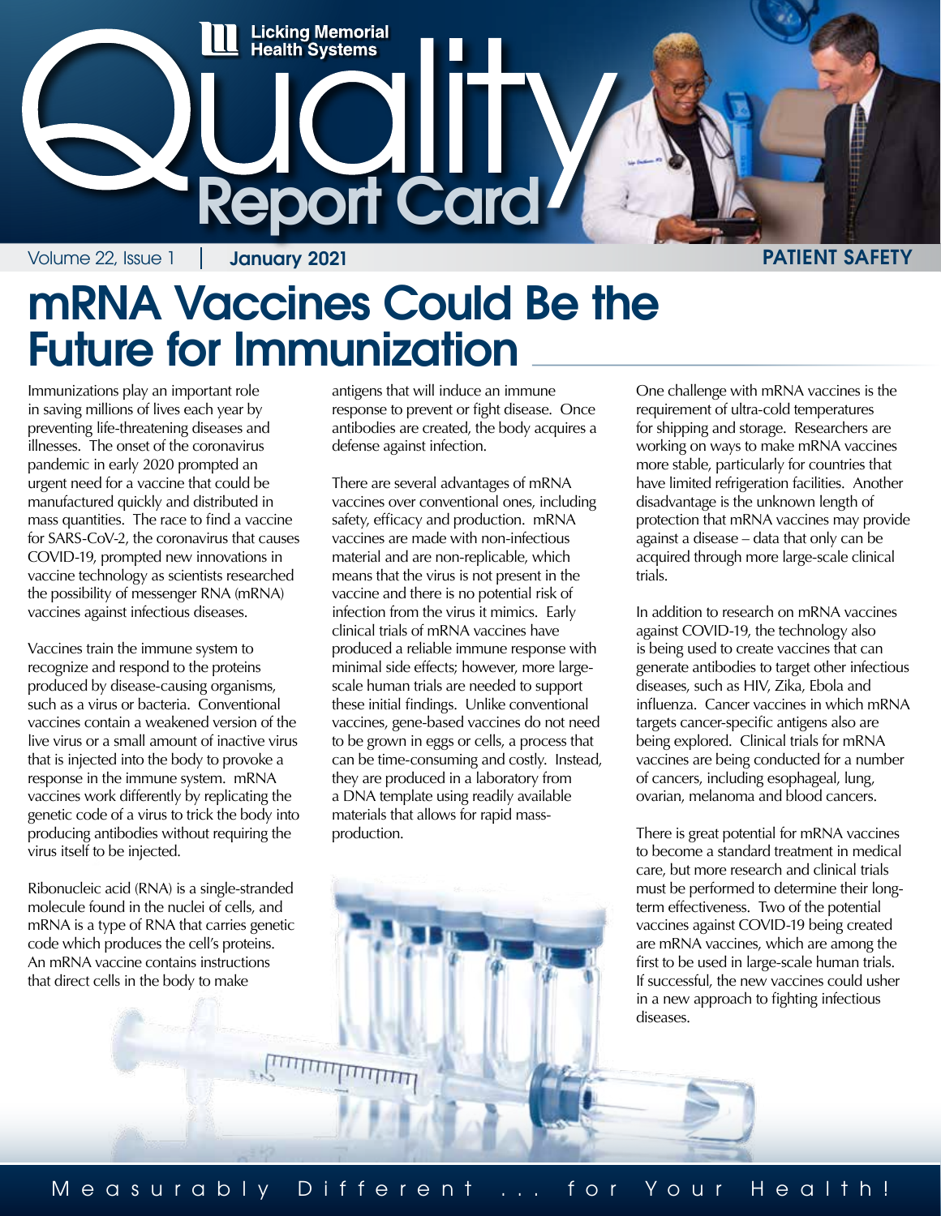Licking Memorial Health Systems

# Quality Report Card

Volume 22, Issue 1 | **January 2021**

**PATIENT SAFETY**

## mRNA Vaccines Could Be the Future for Immunization

Immunizations play an important role in saving millions of lives each year by preventing life-threatening diseases and illnesses. The onset of the coronavirus pandemic in early 2020 prompted an urgent need for a vaccine that could be manufactured quickly and distributed in mass quantities. The race to find a vaccine for SARS-CoV-2, the coronavirus that causes COVID-19, prompted new innovations in vaccine technology as scientists researched the possibility of messenger RNA (mRNA) vaccines against infectious diseases.

Vaccines train the immune system to recognize and respond to the proteins produced by disease-causing organisms, such as a virus or bacteria. Conventional vaccines contain a weakened version of the live virus or a small amount of inactive virus that is injected into the body to provoke a response in the immune system. mRNA vaccines work differently by replicating the genetic code of a virus to trick the body into producing antibodies without requiring the virus itself to be injected.

Ribonucleic acid (RNA) is a single-stranded molecule found in the nuclei of cells, and mRNA is a type of RNA that carries genetic code which produces the cell's proteins. An mRNA vaccine contains instructions that direct cells in the body to make antigens that will induce an immune response to prevent or fight disease. Once antibodies are created, the body acquires a defense against infection.

There are several advantages of mRNA vaccines over conventional ones, including safety, efficacy and production. mRNA vaccines are made with non-infectious material and are non-replicable, which means that the virus is not present in the vaccine and there is no potential risk of infection from the virus it mimics. Early clinical trials of mRNA vaccines have produced a reliable immune response with minimal side effects; however, more large-scale human trials are needed to support these initial findings. Unlike conventional vaccines, gene-based vaccines do not need to be grown in eggs or cells, a process that can be time-consuming and costly. Instead, they are produced in a laboratory from a DNA template using readily available materials that allows for rapid mass-production.

One challenge with mRNA vaccines is the requirement of ultra-cold temperatures for shipping and storage. Researchers are working on ways to make mRNA vaccines more stable, particularly for countries that have limited refrigeration facilities. Another disadvantage is the unknown length of protection that mRNA vaccines may provide against a disease – data that only can be acquired through more large-scale clinical trials.

In addition to research on mRNA vaccines against COVID-19, the technology also is being used to create vaccines that can generate antibodies to target other infectious diseases, such as HIV, Zika, Ebola and influenza. Cancer vaccines in which mRNA targets cancer-specific antigens also are being explored. Clinical trials for mRNA vaccines are being conducted for a number of cancers, including esophageal, lung, ovarian, melanoma and blood cancers.

There is great potential for mRNA vaccines to become a standard treatment in medical care, but more research and clinical trials must be performed to determine their long-term effectiveness. Two of the potential vaccines against COVID-19 being created are mRNA vaccines, which are among the first to be used in large-scale human trials. If successful, the new vaccines could usher in a new approach to fighting infectious diseases.

Measurably Different ... for Your Health!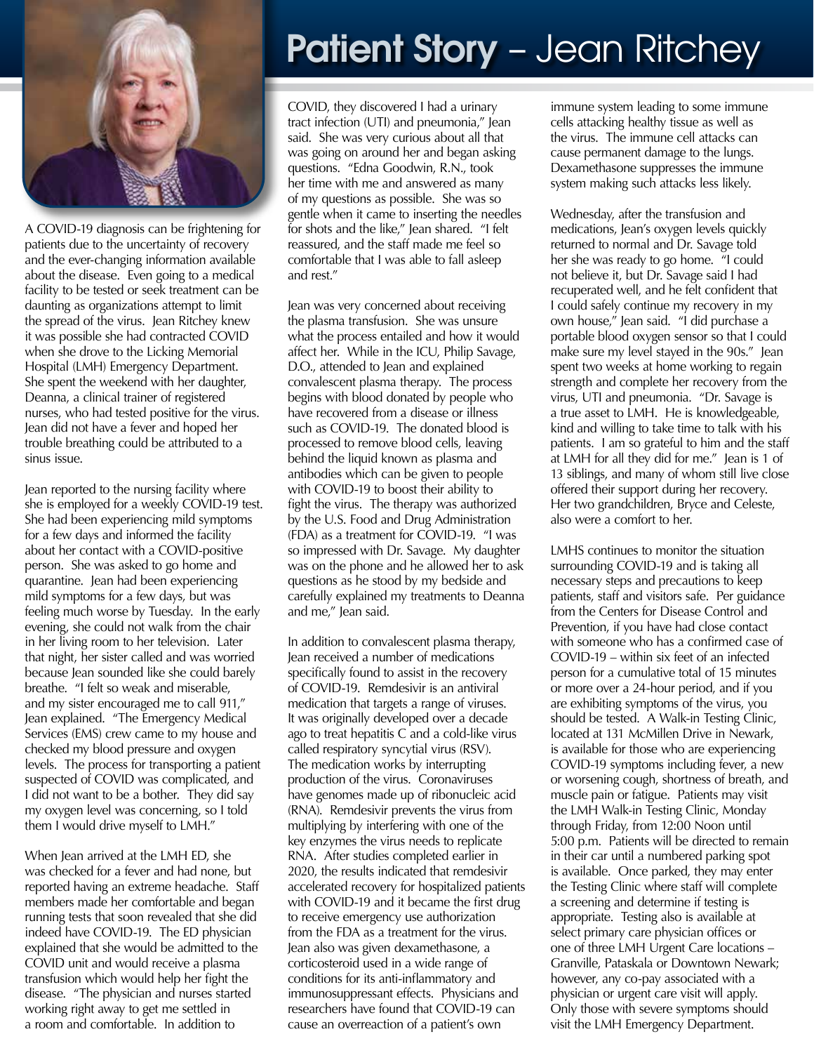# Patient Story – Jean Ritchey

A COVID-19 diagnosis can be frightening for patients due to the uncertainty of recovery and the ever-changing information available about the disease. Even going to a medical facility to be tested or seek treatment can be daunting as organizations attempt to limit the spread of the virus. Jean Ritchey knew it was possible she had contracted COVID when she drove to the Licking Memorial Hospital (LMH) Emergency Department. She spent the weekend with her daughter, Deanna, a clinical trainer of registered nurses, who had tested positive for the virus. Jean did not have a fever and hoped her trouble breathing could be attributed to a sinus issue.

Jean reported to the nursing facility where she is employed for a weekly COVID-19 test. She had been experiencing mild symptoms for a few days and informed the facility about her contact with a COVID-positive person. She was asked to go home and quarantine. Jean had been experiencing mild symptoms for a few days, but was feeling much worse by Tuesday. In the early evening, she could not walk from the chair in her living room to her television. Later that night, her sister called and was worried because Jean sounded like she could barely breathe. "I felt so weak and miserable, and my sister encouraged me to call 911," Jean explained. "The Emergency Medical Services (EMS) crew came to my house and checked my blood pressure and oxygen levels. The process for transporting a patient suspected of COVID was complicated, and I did not want to be a bother. They did say my oxygen level was concerning, so I told them I would drive myself to LMH."

When Jean arrived at the LMH ED, she was checked for a fever and had none, but reported having an extreme headache. Staff members made her comfortable and began running tests that soon revealed that she did indeed have COVID-19. The ED physician explained that she would be admitted to the COVID unit and would receive a plasma transfusion which would help her fight the disease. "The physician and nurses started working right away to get me settled in a room and comfortable. In addition to COVID, they discovered I had a urinary tract infection (UTI) and pneumonia," Jean said. She was very curious about all that was going on around her and began asking questions. "Edna Goodwin, R.N., took her time with me and answered as many of my questions as possible. She was so gentle when it came to inserting the needles for shots and the like," Jean shared. "I felt reassured, and the staff made me feel so comfortable that I was able to fall asleep and rest."

Jean was very concerned about receiving the plasma transfusion. She was unsure what the process entailed and how it would affect her. While in the ICU, Philip Savage, D.O., attended to Jean and explained convalescent plasma therapy. The process begins with blood donated by people who have recovered from a disease or illness such as COVID-19. The donated blood is processed to remove blood cells, leaving behind the liquid known as plasma and antibodies which can be given to people with COVID-19 to boost their ability to fight the virus. The therapy was authorized by the U.S. Food and Drug Administration (FDA) as a treatment for COVID-19. "I was so impressed with Dr. Savage. My daughter was on the phone and he allowed her to ask questions as he stood by my bedside and carefully explained my treatments to Deanna and me," Jean said.

In addition to convalescent plasma therapy, Jean received a number of medications specifically found to assist in the recovery of COVID-19. Remdesivir is an antiviral medication that targets a range of viruses. It was originally developed over a decade ago to treat hepatitis C and a cold-like virus called respiratory syncytial virus (RSV). The medication works by interrupting production of the virus. Coronaviruses have genomes made up of ribonucleic acid (RNA). Remdesivir prevents the virus from multiplying by interfering with one of the key enzymes the virus needs to replicate RNA. After studies completed earlier in 2020, the results indicated that remdesivir accelerated recovery for hospitalized patients with COVID-19 and it became the first drug to receive emergency use authorization from the FDA as a treatment for the virus. Jean also was given dexamethasone, a corticosteroid used in a wide range of conditions for its anti-inflammatory and immunosuppressant effects. Physicians and researchers have found that COVID-19 can cause an overreaction of a patient's own immune system leading to some immune cells attacking healthy tissue as well as the virus. The immune cell attacks can cause permanent damage to the lungs. Dexamethasone suppresses the immune system making such attacks less likely.

Wednesday, after the transfusion and medications, Jean's oxygen levels quickly returned to normal and Dr. Savage told her she was ready to go home. "I could not believe it, but Dr. Savage said I had recuperated well, and he felt confident that I could safely continue my recovery in my own house," Jean said. "I did purchase a portable blood oxygen sensor so that I could make sure my level stayed in the 90s." Jean spent two weeks at home working to regain strength and complete her recovery from the virus, UTI and pneumonia. "Dr. Savage is a true asset to LMH. He is knowledgeable, kind and willing to take time to talk with his patients. I am so grateful to him and the staff at LMH for all they did for me." Jean is 1 of 13 siblings, and many of whom still live close offered their support during her recovery. Her two grandchildren, Bryce and Celeste, also were a comfort to her.

LMHS continues to monitor the situation surrounding COVID-19 and is taking all necessary steps and precautions to keep patients, staff and visitors safe. Per guidance from the Centers for Disease Control and Prevention, if you have had close contact with someone who has a confirmed case of COVID-19 – within six feet of an infected person for a cumulative total of 15 minutes or more over a 24-hour period, and if you are exhibiting symptoms of the virus, you should be tested. A Walk-in Testing Clinic, located at 131 McMillen Drive in Newark, is available for those who are experiencing COVID-19 symptoms including fever, a new or worsening cough, shortness of breath, and muscle pain or fatigue. Patients may visit the LMH Walk-in Testing Clinic, Monday through Friday, from 12:00 Noon until 5:00 p.m. Patients will be directed to remain in their car until a numbered parking spot is available. Once parked, they may enter the Testing Clinic where staff will complete a screening and determine if testing is appropriate. Testing also is available at select primary care physician offices or one of three LMH Urgent Care locations – Granville, Pataskala or Downtown Newark; however, any co-pay associated with a physician or urgent care visit will apply. Only those with severe symptoms should visit the LMH Emergency Department.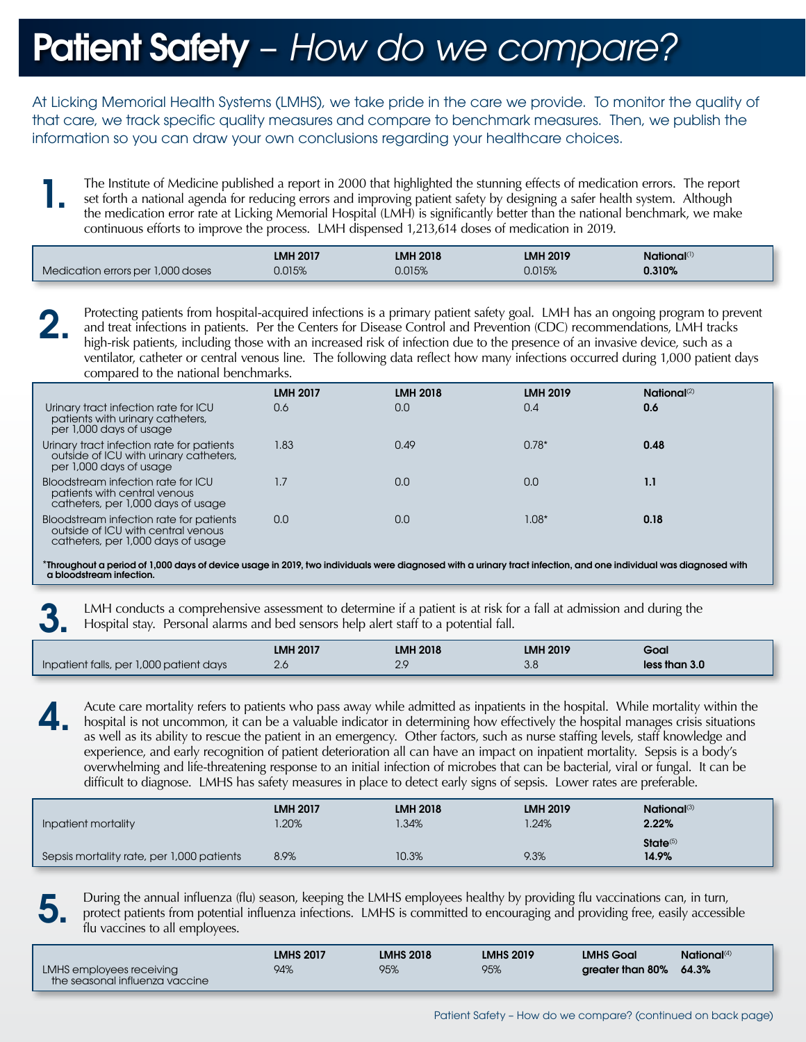# **Patient Safety** – *How do we compare?*

At Licking Memorial Health Systems (LMHS), we take pride in the care we provide. To monitor the quality of that care, we track specific quality measures and compare to benchmark measures. Then, we publish the information so you can draw your own conclusions regarding your healthcare choices.

**1.** The Institute of Medicine published a report in 2000 that highlighted the stunning effects of medication errors. The report set forth a national agenda for reducing errors and improving patient safety by designing a safer health system. Although the medication error rate at Licking Memorial Hospital (LMH) is significantly better than the national benchmark, we make continuous efforts to improve the process. LMH dispensed 1,213,614 doses of medication in 2019.

| | LMH 2017 | LMH 2018 | LMH 2019 | National[1] |
|---|---|---|---|---|
| Medication errors per 1,000 doses | 0.015% | 0.015% | 0.015% | **0.310%** |

**2.** Protecting patients from hospital-acquired infections is a primary patient safety goal. LMH has an ongoing program to prevent and treat infections in patients. Per the Centers for Disease Control and Prevention (CDC) recommendations, LMH tracks high-risk patients, including those with an increased risk of infection due to the presence of an invasive device, such as a ventilator, catheter or central venous line. The following data reflect how many infections occurred during 1,000 patient days compared to the national benchmarks.

| | LMH 2017 | LMH 2018 | LMH 2019 | National[2] |
|---|---|---|---|---|
| Urinary tract infection rate for ICU patients with urinary catheters, per 1,000 days of usage | 0.6 | 0.0 | 0.4 | **0.6** |
| Urinary tract infection rate for patients outside of ICU with urinary catheters, per 1,000 days of usage | 1.83 | 0.49 | 0.78* | **0.48** |
| Bloodstream infection rate for ICU patients with central venous catheters, per 1,000 days of usage | 1.7 | 0.0 | 0.0 | **1.1** |
| Bloodstream infection rate for patients outside of ICU with central venous catheters, per 1,000 days of usage | 0.0 | 0.0 | 1.08* | **0.18** |

**\*Throughout a period of 1,000 days of device usage in 2019, two individuals were diagnosed with a urinary tract infection, and one individual was diagnosed with a bloodstream infection.**

**3.** LMH conducts a comprehensive assessment to determine if a patient is at risk for a fall at admission and during the Hospital stay. Personal alarms and bed sensors help alert staff to a potential fall.

| | LMH 2017 | LMH 2018 | LMH 2019 | Goal |
|---|---|---|---|---|
| Inpatient falls, per 1,000 patient days | 2.6 | 2.9 | 3.8 | **less than 3.0** |

**4.** Acute care mortality refers to patients who pass away while admitted as inpatients in the hospital. While mortality within the hospital is not uncommon, it can be a valuable indicator in determining how effectively the hospital manages crisis situations as well as its ability to rescue the patient in an emergency. Other factors, such as nurse staffing levels, staff knowledge and experience, and early recognition of patient deterioration all can have an impact on inpatient mortality. Sepsis is a body's overwhelming and life-threatening response to an initial infection of microbes that can be bacterial, viral or fungal. It can be difficult to diagnose. LMHS has safety measures in place to detect early signs of sepsis. Lower rates are preferable.

| | LMH 2017 | LMH 2018 | LMH 2019 | National[3] |
|---|---|---|---|---|
| Inpatient mortality | 1.20% | 1.34% | 1.24% | **2.22%** |
| | | | | **State[5]** |
| Sepsis mortality rate, per 1,000 patients | 8.9% | 10.3% | 9.3% | **14.9%** |

**5.** During the annual influenza (flu) season, keeping the LMHS employees healthy by providing flu vaccinations can, in turn, protect patients from potential influenza infections. LMHS is committed to encouraging and providing free, easily accessible flu vaccines to all employees.

| | LMHS 2017 | LMHS 2018 | LMHS 2019 | LMHS Goal | National[4] |
|---|---|---|---|---|---|
| LMHS employees receiving the seasonal influenza vaccine | 94% | 95% | 95% | **greater than 80%** | **64.3%** |

Patient Safety – How do we compare? (continued on back page)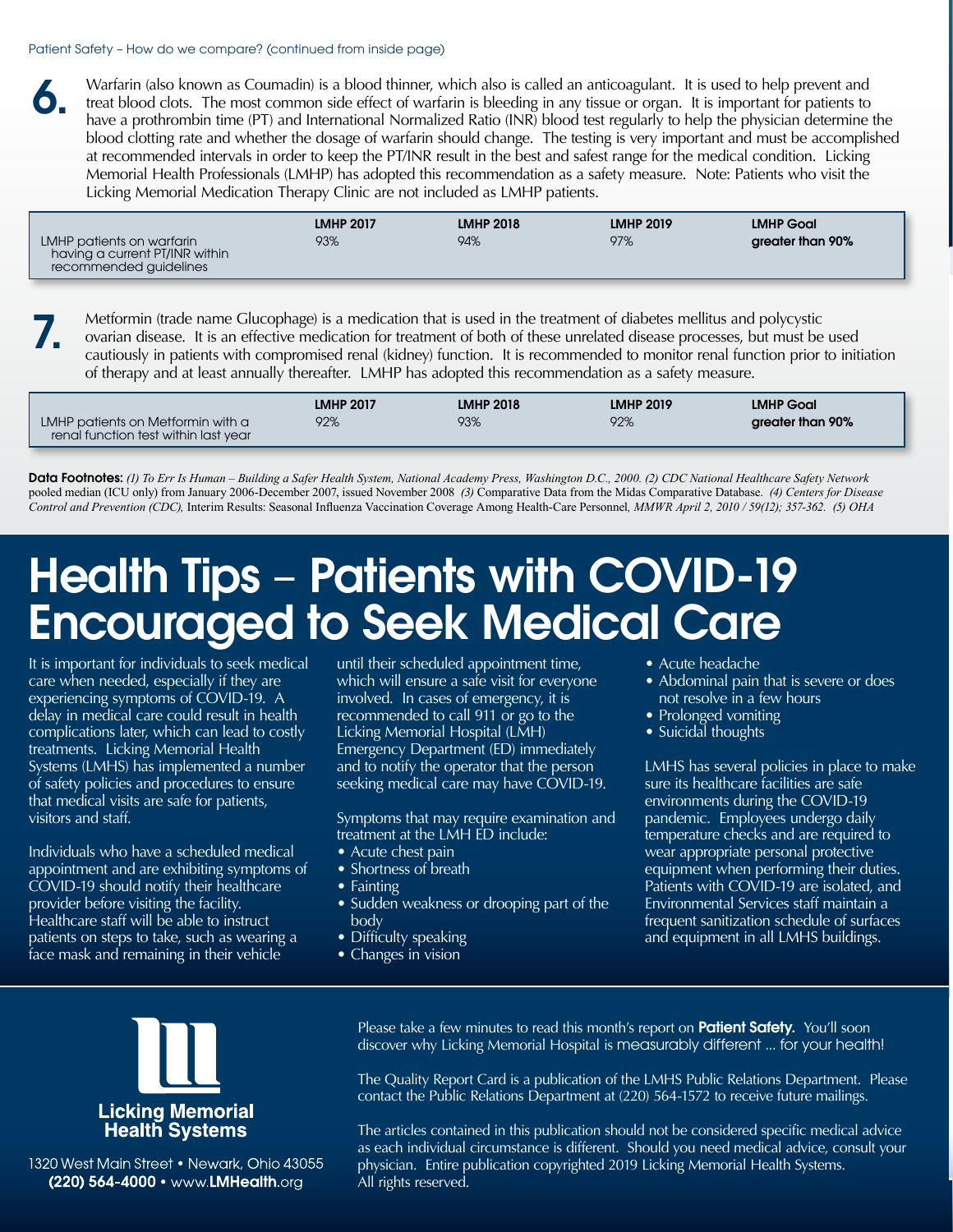Patient Safety – How do we compare? (continued from inside page)

**6.** Warfarin (also known as Coumadin) is a blood thinner, which also is called an anticoagulant. It is used to help prevent and treat blood clots. The most common side effect of warfarin is bleeding in any tissue or organ. It is important for patients to have a prothrombin time (PT) and International Normalized Ratio (INR) blood test regularly to help the physician determine the blood clotting rate and whether the dosage of warfarin should change. The testing is very important and must be accomplished at recommended intervals in order to keep the PT/INR result in the best and safest range for the medical condition. Licking Memorial Health Professionals (LMHP) has adopted this recommendation as a safety measure. Note: Patients who visit the Licking Memorial Medication Therapy Clinic are not included as LMHP patients.

| | LMHP 2017 | LMHP 2018 | LMHP 2019 | LMHP Goal |
|---|---|---|---|---|
| LMHP patients on warfarin having a current PT/INR within recommended guidelines | 93% | 94% | 97% | **greater than 90%** |

**7.** Metformin (trade name Glucophage) is a medication that is used in the treatment of diabetes mellitus and polycystic ovarian disease. It is an effective medication for treatment of both of these unrelated disease processes, but must be used cautiously in patients with compromised renal (kidney) function. It is recommended to monitor renal function prior to initiation of therapy and at least annually thereafter. LMHP has adopted this recommendation as a safety measure.

| | LMHP 2017 | LMHP 2018 | LMHP 2019 | LMHP Goal |
|---|---|---|---|---|
| LMHP patients on Metformin with a renal function test within last year | 92% | 93% | 92% | **greater than 90%** |

**Data Footnotes:** *(1) To Err Is Human – Building a Safer Health System, National Academy Press, Washington D.C., 2000. (2) CDC National Healthcare Safety Network* pooled median (ICU only) from January 2006-December 2007, issued November 2008 *(3)* Comparative Data from the Midas Comparative Database. *(4) Centers for Disease Control and Prevention (CDC),* Interim Results: Seasonal Influenza Vaccination Coverage Among Health-Care Personnel*, MMWR April 2, 2010 / 59(12); 357-362. (5) OHA*

# Health Tips – Patients with COVID-19 Encouraged to Seek Medical Care

It is important for individuals to seek medical care when needed, especially if they are experiencing symptoms of COVID-19. A delay in medical care could result in health complications later, which can lead to costly treatments. Licking Memorial Health Systems (LMHS) has implemented a number of safety policies and procedures to ensure that medical visits are safe for patients, visitors and staff.

Individuals who have a scheduled medical appointment and are exhibiting symptoms of COVID-19 should notify their healthcare provider before visiting the facility. Healthcare staff will be able to instruct patients on steps to take, such as wearing a face mask and remaining in their vehicle until their scheduled appointment time, which will ensure a safe visit for everyone involved. In cases of emergency, it is recommended to call 911 or go to the Licking Memorial Hospital (LMH) Emergency Department (ED) immediately and to notify the operator that the person seeking medical care may have COVID-19.

Symptoms that may require examination and treatment at the LMH ED include:

- Acute chest pain
- Shortness of breath
- Fainting
- Sudden weakness or drooping part of the body
- Difficulty speaking
- Changes in vision
- Acute headache
- Abdominal pain that is severe or does not resolve in a few hours
- Prolonged vomiting
- Suicidal thoughts

LMHS has several policies in place to make sure its healthcare facilities are safe environments during the COVID-19 pandemic. Employees undergo daily temperature checks and are required to wear appropriate personal protective equipment when performing their duties. Patients with COVID-19 are isolated, and Environmental Services staff maintain a frequent sanitization schedule of surfaces and equipment in all LMHS buildings.

**Licking Memorial Health Systems**

1320 West Main Street • Newark, Ohio 43055
**(220) 564-4000** • www.**LMHealth**.org

Please take a few minutes to read this month's report on **Patient Safety.** You'll soon discover why Licking Memorial Hospital is measurably different ... for your health!

The Quality Report Card is a publication of the LMHS Public Relations Department. Please contact the Public Relations Department at (220) 564-1572 to receive future mailings.

The articles contained in this publication should not be considered specific medical advice as each individual circumstance is different. Should you need medical advice, consult your physician. Entire publication copyrighted 2019 Licking Memorial Health Systems. All rights reserved.